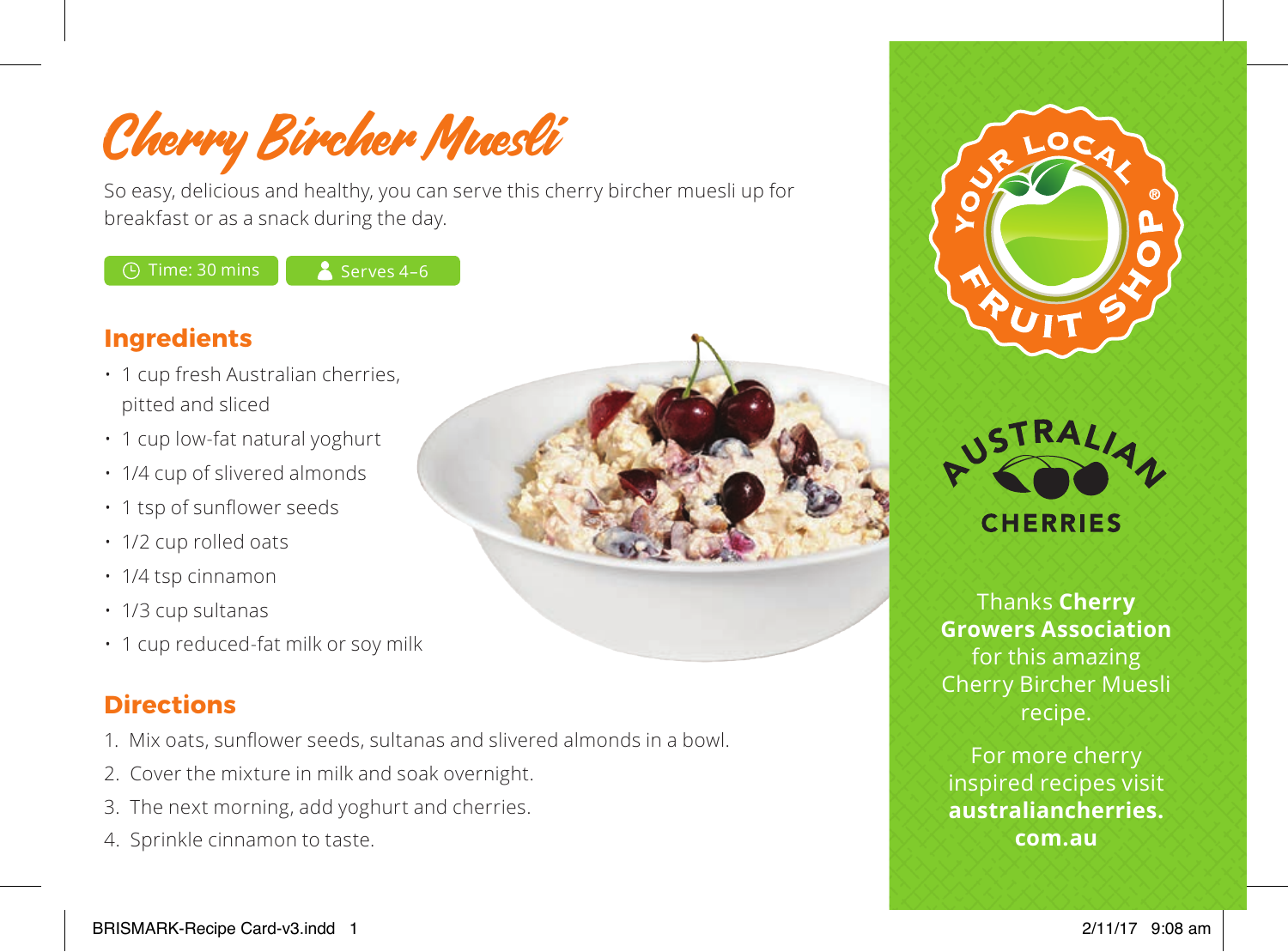# Cherry Bircher Muesli

So easy, delicious and healthy, you can serve this cherry bircher muesli up for breakfast or as a snack during the day.

Time: 30 mins | Serves 4–6

## Ingredients

- 1 cup fresh Australian cherries, pitted and sliced
- 1 cup low-fat natural yoghurt
- 1/4 cup of slivered almonds
- 1 tsp of sunflower seeds
- 1/2 cup rolled oats
- 1/4 tsp cinnamon
- 1/3 cup sultanas
- 1 cup reduced-fat milk or soy milk

## Directions

1. Mix oats, sunflower seeds, sultanas and slivered almonds in a bowl.
2. Cover the mixture in milk and soak overnight.
3. The next morning, add yoghurt and cherries.
4. Sprinkle cinnamon to taste.

YOUR LOCAL FRUIT SHOP®

AUSTRALIAN CHERRIES

Thanks **Cherry Growers Association** for this amazing Cherry Bircher Muesli recipe.

For more cherry inspired recipes visit **australiancherries.com.au**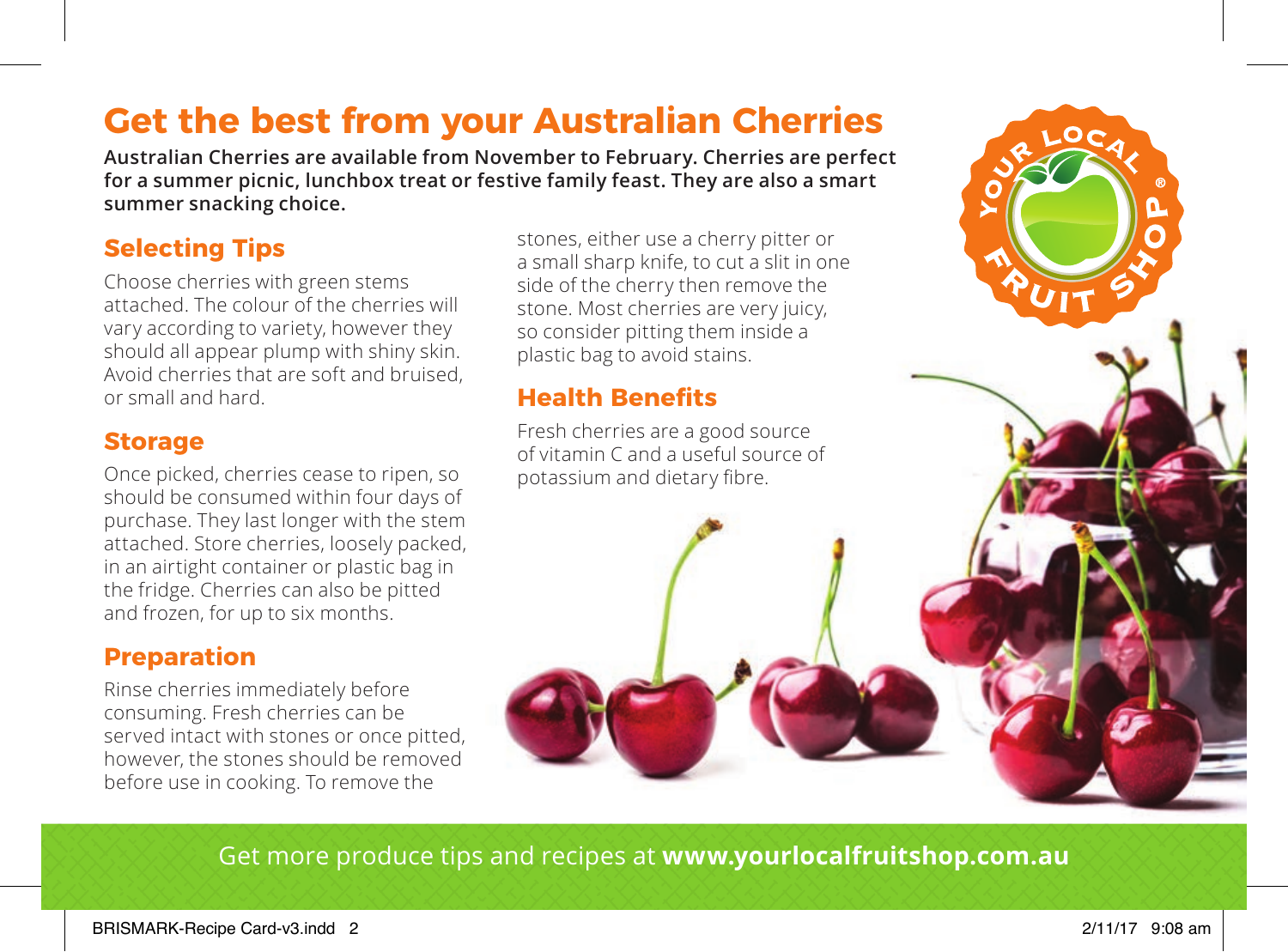# Get the best from your Australian Cherries

**Australian Cherries are available from November to February. Cherries are perfect for a summer picnic, lunchbox treat or festive family feast. They are also a smart summer snacking choice.**

## Selecting Tips

Choose cherries with green stems attached. The colour of the cherries will vary according to variety, however they should all appear plump with shiny skin. Avoid cherries that are soft and bruised, or small and hard.

## Storage

Once picked, cherries cease to ripen, so should be consumed within four days of purchase. They last longer with the stem attached. Store cherries, loosely packed, in an airtight container or plastic bag in the fridge. Cherries can also be pitted and frozen, for up to six months.

## Preparation

Rinse cherries immediately before consuming. Fresh cherries can be served intact with stones or once pitted, however, the stones should be removed before use in cooking. To remove the stones, either use a cherry pitter or a small sharp knife, to cut a slit in one side of the cherry then remove the stone. Most cherries are very juicy, so consider pitting them inside a plastic bag to avoid stains.

## Health Benefits

Fresh cherries are a good source of vitamin C and a useful source of potassium and dietary fibre.

YOUR LOCAL FRUIT SHOP®

Get more produce tips and recipes at **www.yourlocalfruitshop.com.au**